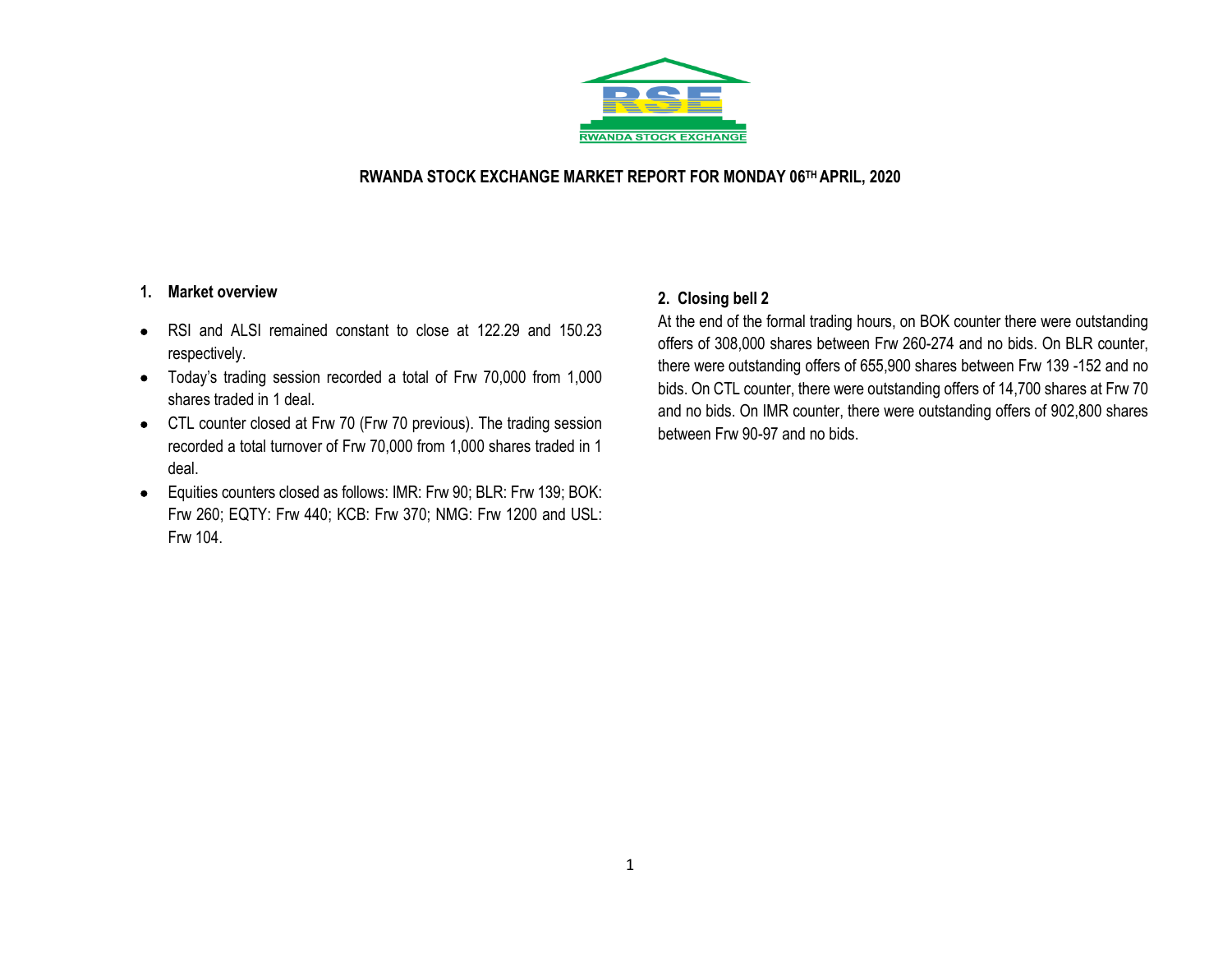# RWANDA STOCK EXCHANGE MARKET REPORT FOR MONDAY 06TH APRIL, 2020

## 1. Market overview

- RSI and ALSI remained constant to close at 122.29 and 150.23 respectively.
- Today's trading session recorded a total of Frw 70,000 from 1,000 shares traded in 1 deal.
- CTL counter closed at Frw 70 (Frw 70 previous). The trading session recorded a total turnover of Frw 70,000 from 1,000 shares traded in 1 deal.
- Equities counters closed as follows: IMR: Frw 90; BLR: Frw 139; BOK: Frw 260; EQTY: Frw 440; KCB: Frw 370; NMG: Frw 1200 and USL: Frw 104.

## 2. Closing bell 2

At the end of the formal trading hours, on BOK counter there were outstanding offers of 308,000 shares between Frw 260-274 and no bids. On BLR counter, there were outstanding offers of 655,900 shares between Frw 139 -152 and no bids. On CTL counter, there were outstanding offers of 14,700 shares at Frw 70 and no bids. On IMR counter, there were outstanding offers of 902,800 shares between Frw 90-97 and no bids.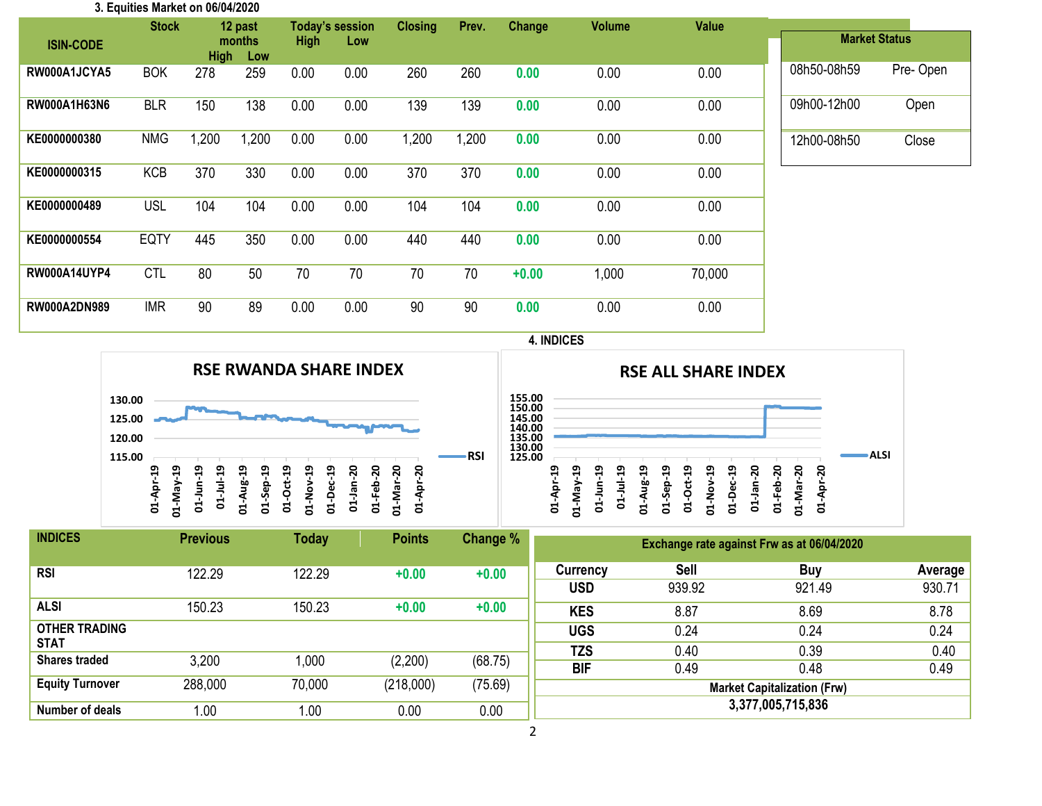### 3. Equities Market on 06/04/2020

| ISIN-CODE | Stock | 12 past months High | 12 past months Low | Today's session High | Today's session Low | Closing | Prev. | Change | Volume | Value |
|---|---|---|---|---|---|---|---|---|---|---|
| RW000A1JCYA5 | BOK | 278 | 259 | 0.00 | 0.00 | 260 | 260 | 0.00 | 0.00 | 0.00 |
| RW000A1H63N6 | BLR | 150 | 138 | 0.00 | 0.00 | 139 | 139 | 0.00 | 0.00 | 0.00 |
| KE0000000380 | NMG | 1,200 | 1,200 | 0.00 | 0.00 | 1,200 | 1,200 | 0.00 | 0.00 | 0.00 |
| KE0000000315 | KCB | 370 | 330 | 0.00 | 0.00 | 370 | 370 | 0.00 | 0.00 | 0.00 |
| KE0000000489 | USL | 104 | 104 | 0.00 | 0.00 | 104 | 104 | 0.00 | 0.00 | 0.00 |
| KE0000000554 | EQTY | 445 | 350 | 0.00 | 0.00 | 440 | 440 | 0.00 | 0.00 | 0.00 |
| RW000A14UYP4 | CTL | 80 | 50 | 70 | 70 | 70 | 70 | +0.00 | 1,000 | 70,000 |
| RW000A2DN989 | IMR | 90 | 89 | 0.00 | 0.00 | 90 | 90 | 0.00 | 0.00 | 0.00 |

| Market Status | |
|---|---|
| 08h50-08h59 | Pre- Open |
| 09h00-12h00 | Open |
| 12h00-08h50 | Close |

### 4. INDICES

**RSE RWANDA SHARE INDEX**

**RSE ALL SHARE INDEX**

| INDICES | Previous | Today | Points | Change % |
|---|---|---|---|---|
| RSI | 122.29 | 122.29 | +0.00 | +0.00 |
| ALSI | 150.23 | 150.23 | +0.00 | +0.00 |
| **OTHER TRADING STAT** | | | | |
| Shares traded | 3,200 | 1,000 | (2,200) | (68.75) |
| Equity Turnover | 288,000 | 70,000 | (218,000) | (75.69) |
| Number of deals | 1.00 | 1.00 | 0.00 | 0.00 |

**Exchange rate against Frw as at 06/04/2020**

| Currency | Sell | Buy | Average |
|---|---|---|---|
| USD | 939.92 | 921.49 | 930.71 |
| KES | 8.87 | 8.69 | 8.78 |
| UGS | 0.24 | 0.24 | 0.24 |
| TZS | 0.40 | 0.39 | 0.40 |
| BIF | 0.49 | 0.48 | 0.49 |

**Market Capitalization (Frw)**

**3,377,005,715,836**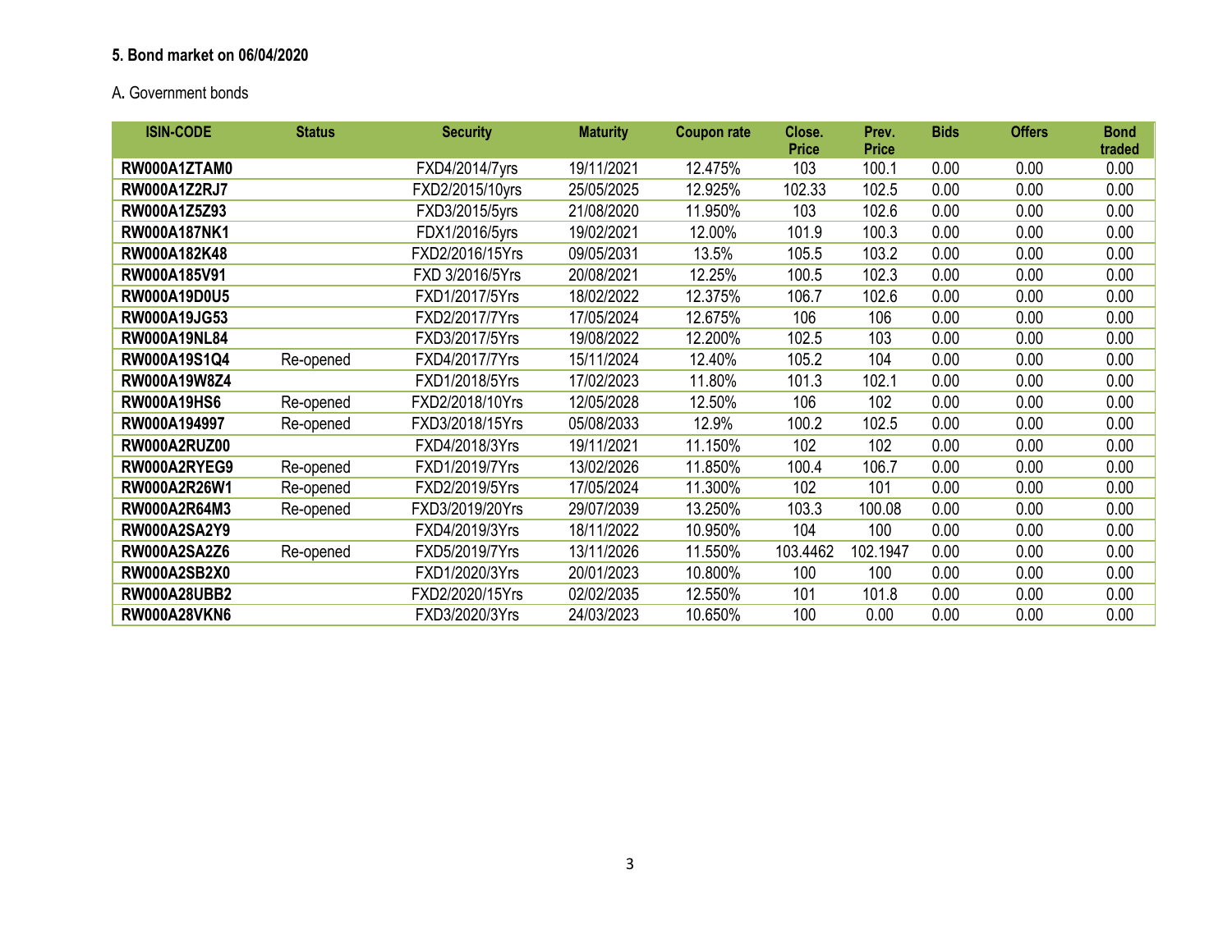### 5. Bond market on 06/04/2020

A. Government bonds

| ISIN-CODE | Status | Security | Maturity | Coupon rate | Close. Price | Prev. Price | Bids | Offers | Bond traded |
|---|---|---|---|---|---|---|---|---|---|
| **RW000A1ZTAM0** | | FXD4/2014/7yrs | 19/11/2021 | 12.475% | 103 | 100.1 | 0.00 | 0.00 | 0.00 |
| **RW000A1Z2RJ7** | | FXD2/2015/10yrs | 25/05/2025 | 12.925% | 102.33 | 102.5 | 0.00 | 0.00 | 0.00 |
| **RW000A1Z5Z93** | | FXD3/2015/5yrs | 21/08/2020 | 11.950% | 103 | 102.6 | 0.00 | 0.00 | 0.00 |
| **RW000A187NK1** | | FDX1/2016/5yrs | 19/02/2021 | 12.00% | 101.9 | 100.3 | 0.00 | 0.00 | 0.00 |
| **RW000A182K48** | | FXD2/2016/15Yrs | 09/05/2031 | 13.5% | 105.5 | 103.2 | 0.00 | 0.00 | 0.00 |
| **RW000A185V91** | | FXD 3/2016/5Yrs | 20/08/2021 | 12.25% | 100.5 | 102.3 | 0.00 | 0.00 | 0.00 |
| **RW000A19D0U5** | | FXD1/2017/5Yrs | 18/02/2022 | 12.375% | 106.7 | 102.6 | 0.00 | 0.00 | 0.00 |
| **RW000A19JG53** | | FXD2/2017/7Yrs | 17/05/2024 | 12.675% | 106 | 106 | 0.00 | 0.00 | 0.00 |
| **RW000A19NL84** | | FXD3/2017/5Yrs | 19/08/2022 | 12.200% | 102.5 | 103 | 0.00 | 0.00 | 0.00 |
| **RW000A19S1Q4** | Re-opened | FXD4/2017/7Yrs | 15/11/2024 | 12.40% | 105.2 | 104 | 0.00 | 0.00 | 0.00 |
| **RW000A19W8Z4** | | FXD1/2018/5Yrs | 17/02/2023 | 11.80% | 101.3 | 102.1 | 0.00 | 0.00 | 0.00 |
| **RW000A19HS6** | Re-opened | FXD2/2018/10Yrs | 12/05/2028 | 12.50% | 106 | 102 | 0.00 | 0.00 | 0.00 |
| **RW000A194997** | Re-opened | FXD3/2018/15Yrs | 05/08/2033 | 12.9% | 100.2 | 102.5 | 0.00 | 0.00 | 0.00 |
| **RW000A2RUZ00** | | FXD4/2018/3Yrs | 19/11/2021 | 11.150% | 102 | 102 | 0.00 | 0.00 | 0.00 |
| **RW000A2RYEG9** | Re-opened | FXD1/2019/7Yrs | 13/02/2026 | 11.850% | 100.4 | 106.7 | 0.00 | 0.00 | 0.00 |
| **RW000A2R26W1** | Re-opened | FXD2/2019/5Yrs | 17/05/2024 | 11.300% | 102 | 101 | 0.00 | 0.00 | 0.00 |
| **RW000A2R64M3** | Re-opened | FXD3/2019/20Yrs | 29/07/2039 | 13.250% | 103.3 | 100.08 | 0.00 | 0.00 | 0.00 |
| **RW000A2SA2Y9** | | FXD4/2019/3Yrs | 18/11/2022 | 10.950% | 104 | 100 | 0.00 | 0.00 | 0.00 |
| **RW000A2SA2Z6** | Re-opened | FXD5/2019/7Yrs | 13/11/2026 | 11.550% | 103.4462 | 102.1947 | 0.00 | 0.00 | 0.00 |
| **RW000A2SB2X0** | | FXD1/2020/3Yrs | 20/01/2023 | 10.800% | 100 | 100 | 0.00 | 0.00 | 0.00 |
| **RW000A28UBB2** | | FXD2/2020/15Yrs | 02/02/2035 | 12.550% | 101 | 101.8 | 0.00 | 0.00 | 0.00 |
| **RW000A28VKN6** | | FXD3/2020/3Yrs | 24/03/2023 | 10.650% | 100 | 0.00 | 0.00 | 0.00 | 0.00 |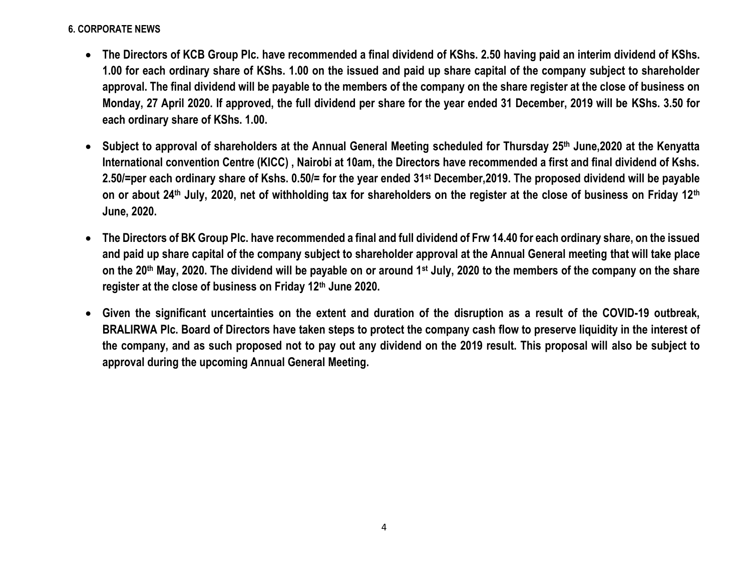#### 6. CORPORATE NEWS

- **The Directors of KCB Group Plc. have recommended a final dividend of KShs. 2.50 having paid an interim dividend of KShs. 1.00 for each ordinary share of KShs. 1.00 on the issued and paid up share capital of the company subject to shareholder approval. The final dividend will be payable to the members of the company on the share register at the close of business on Monday, 27 April 2020. If approved, the full dividend per share for the year ended 31 December, 2019 will be KShs. 3.50 for each ordinary share of KShs. 1.00.**

- **Subject to approval of shareholders at the Annual General Meeting scheduled for Thursday 25th June,2020 at the Kenyatta International convention Centre (KICC) , Nairobi at 10am, the Directors have recommended a first and final dividend of Kshs. 2.50/=per each ordinary share of Kshs. 0.50/= for the year ended 31st December,2019. The proposed dividend will be payable on or about 24th July, 2020, net of withholding tax for shareholders on the register at the close of business on Friday 12th June, 2020.**

- **The Directors of BK Group Plc. have recommended a final and full dividend of Frw 14.40 for each ordinary share, on the issued and paid up share capital of the company subject to shareholder approval at the Annual General meeting that will take place on the 20th May, 2020. The dividend will be payable on or around 1st July, 2020 to the members of the company on the share register at the close of business on Friday 12th June 2020.**

- **Given the significant uncertainties on the extent and duration of the disruption as a result of the COVID-19 outbreak, BRALIRWA Plc. Board of Directors have taken steps to protect the company cash flow to preserve liquidity in the interest of the company, and as such proposed not to pay out any dividend on the 2019 result. This proposal will also be subject to approval during the upcoming Annual General Meeting.**